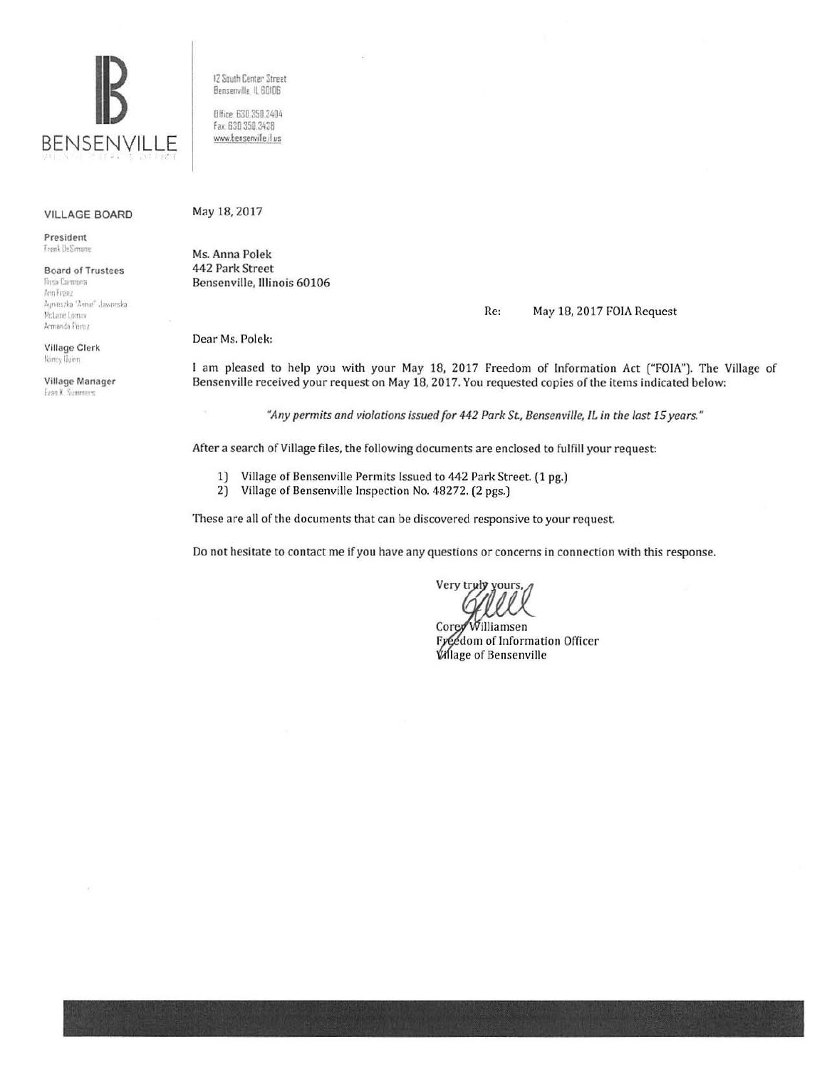BENSENVILLE

12 South Center Street
Bensenville, IL 60106

Office: 630.350.3404
Fax: 630.350.3438
www.bensenville.il.us

**VILLAGE BOARD**

**President**
Frank DeSimone

**Board of Trustees**
Rosa Carmona
Ann Franz
Agnieszka "Annie" Jaworska
McLane Lomax
Armando Perez

**Village Clerk**
Nancy Quinn

**Village Manager**
Evan K. Summers

May 18, 2017

Ms. Anna Polek
442 Park Street
Bensenville, Illinois 60106

Re: May 18, 2017 FOIA Request

Dear Ms. Polek:

I am pleased to help you with your May 18, 2017 Freedom of Information Act ("FOIA"). The Village of Bensenville received your request on May 18, 2017. You requested copies of the items indicated below:

*"Any permits and violations issued for 442 Park St., Bensenville, IL in the last 15 years."*

After a search of Village files, the following documents are enclosed to fulfill your request:

1) Village of Bensenville Permits Issued to 442 Park Street. (1 pg.)
2) Village of Bensenville Inspection No. 48272. (2 pgs.)

These are all of the documents that can be discovered responsive to your request.

Do not hesitate to contact me if you have any questions or concerns in connection with this response.

Very truly yours,

Corey Williamsen
Freedom of Information Officer
Village of Bensenville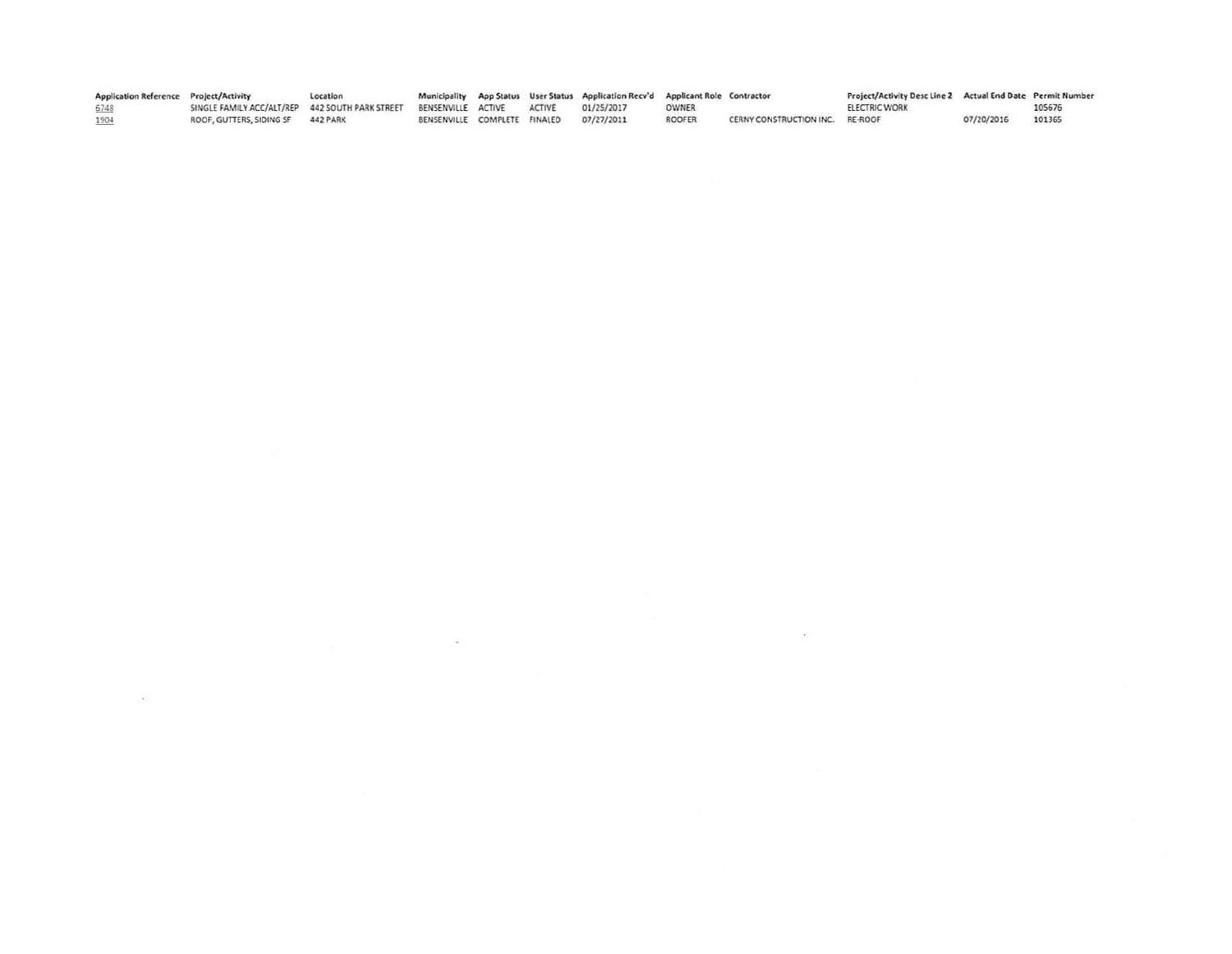| Application Reference | Project/Activity | Location | Municipality | App Status | User Status | Application Recv'd | Applicant Role | Contractor | Project/Activity Desc Line 2 | Actual End Date | Permit Number |
|---|---|---|---|---|---|---|---|---|---|---|---|
| 6748 | SINGLE FAMILY ACC/ALT/REP | 442 SOUTH PARK STREET | BENSENVILLE | ACTIVE | ACTIVE | 01/25/2017 | OWNER | | ELECTRIC WORK | | 105676 |
| 1904 | ROOF, GUTTERS, SIDING SF | 442 PARK | BENSENVILLE | COMPLETE | FINALED | 07/27/2011 | ROOFER | CERNY CONSTRUCTION INC. | RE-ROOF | 07/20/2016 | 101365 |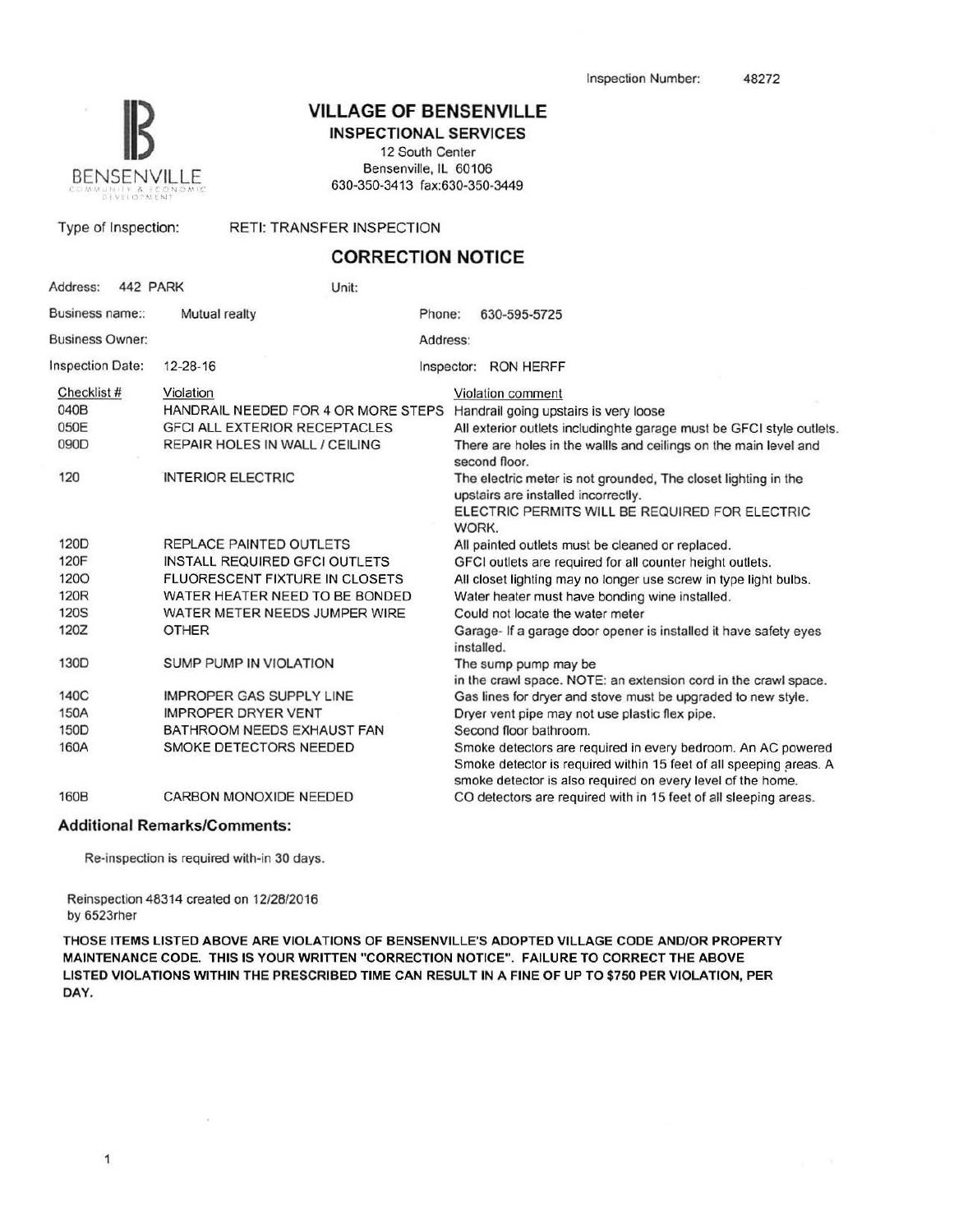Inspection Number: 48272

# VILLAGE OF BENSENVILLE

## INSPECTIONAL SERVICES

12 South Center
Bensenville, IL 60106
630-350-3413 fax:630-350-3449

Type of Inspection: RETI: TRANSFER INSPECTION

## CORRECTION NOTICE

| | | | |
|---|---|---|---|
| Address: 442 PARK | Unit: | | |
| Business name:: Mutual realty | | Phone: 630-595-5725 | |
| Business Owner: | | Address: | |
| Inspection Date: 12-28-16 | | Inspector: RON HERFF | |

| Checklist # | Violation | Violation comment |
|---|---|---|
| 040B | HANDRAIL NEEDED FOR 4 OR MORE STEPS | Handrail going upstairs is very loose |
| 050E | GFCI ALL EXTERIOR RECEPTACLES | All exterior outlets includinghte garage must be GFCI style outlets. |
| 090D | REPAIR HOLES IN WALL / CEILING | There are holes in the wallls and ceilings on the main level and second floor. |
| 120 | INTERIOR ELECTRIC | The electric meter is not grounded, The closet lighting in the upstairs are installed incorrectly. ELECTRIC PERMITS WILL BE REQUIRED FOR ELECTRIC WORK. |
| 120D | REPLACE PAINTED OUTLETS | All painted outlets must be cleaned or replaced. |
| 120F | INSTALL REQUIRED GFCI OUTLETS | GFCI outlets are required for all counter height outlets. |
| 120O | FLUORESCENT FIXTURE IN CLOSETS | All closet lighting may no longer use screw in type light bulbs. |
| 120R | WATER HEATER NEED TO BE BONDED | Water heater must have bonding wine installed. |
| 120S | WATER METER NEEDS JUMPER WIRE | Could not locate the water meter |
| 120Z | OTHER | Garage- If a garage door opener is installed it have safety eyes installed. |
| 130D | SUMP PUMP IN VIOLATION | The sump pump may be in the crawl space. NOTE: an extension cord in the crawl space. |
| 140C | IMPROPER GAS SUPPLY LINE | Gas lines for dryer and stove must be upgraded to new style. |
| 150A | IMPROPER DRYER VENT | Dryer vent pipe may not use plastic flex pipe. |
| 150D | BATHROOM NEEDS EXHAUST FAN | Second floor bathroom. |
| 160A | SMOKE DETECTORS NEEDED | Smoke detectors are required in every bedroom. An AC powered Smoke detector is required within 15 feet of all speeping areas. A smoke detector is also required on every level of the home. |
| 160B | CARBON MONOXIDE NEEDED | CO detectors are required with in 15 feet of all sleeping areas. |

### Additional Remarks/Comments:

Re-inspection is required with-in 30 days.

Reinspection 48314 created on 12/28/2016
by 6523rher

**THOSE ITEMS LISTED ABOVE ARE VIOLATIONS OF BENSENVILLE'S ADOPTED VILLAGE CODE AND/OR PROPERTY MAINTENANCE CODE. THIS IS YOUR WRITTEN "CORRECTION NOTICE". FAILURE TO CORRECT THE ABOVE LISTED VIOLATIONS WITHIN THE PRESCRIBED TIME CAN RESULT IN A FINE OF UP TO $750 PER VIOLATION, PER DAY.**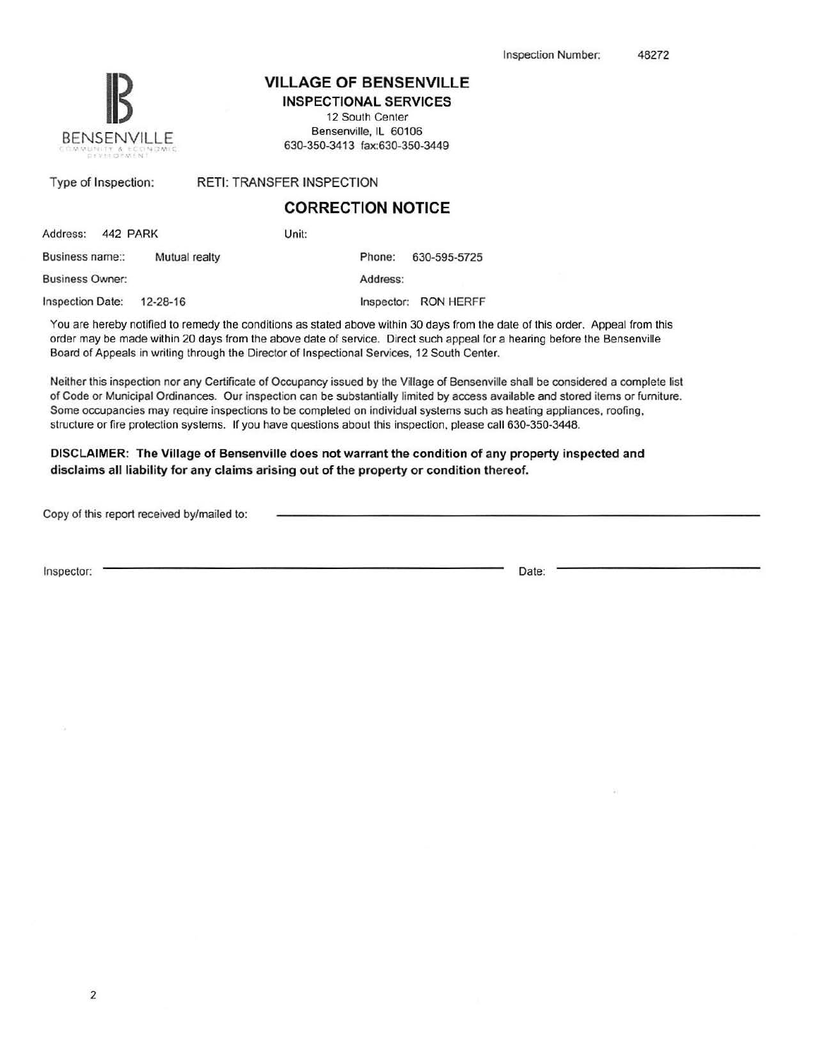Inspection Number: 48272

BENSENVILLE
COMMUNITY & ECONOMIC DEVELOPMENT

## VILLAGE OF BENSENVILLE

**INSPECTIONAL SERVICES**

12 South Center
Bensenville, IL 60106
630-350-3413 fax:630-350-3449

Type of Inspection: RETI: TRANSFER INSPECTION

## CORRECTION NOTICE

| | | | |
|---|---|---|---|
| Address: 442 PARK | Unit: | | |
| Business name:: Mutual realty | | Phone: | 630-595-5725 |
| Business Owner: | | Address: | |
| Inspection Date: 12-28-16 | | Inspector: | RON HERFF |

You are hereby notified to remedy the conditions as stated above within 30 days from the date of this order. Appeal from this order may be made within 20 days from the above date of service. Direct such appeal for a hearing before the Bensenville Board of Appeals in writing through the Director of Inspectional Services, 12 South Center.

Neither this inspection nor any Certificate of Occupancy issued by the Village of Bensenville shall be considered a complete list of Code or Municipal Ordinances. Our inspection can be substantially limited by access available and stored items or furniture. Some occupancies may require inspections to be completed on individual systems such as heating appliances, roofing, structure or fire protection systems. If you have questions about this inspection, please call 630-350-3448.

**DISCLAIMER: The Village of Bensenville does not warrant the condition of any property inspected and disclaims all liability for any claims arising out of the property or condition thereof.**

Copy of this report received by/mailed to: ______________________________

Inspector: ______________________________ Date: ______________